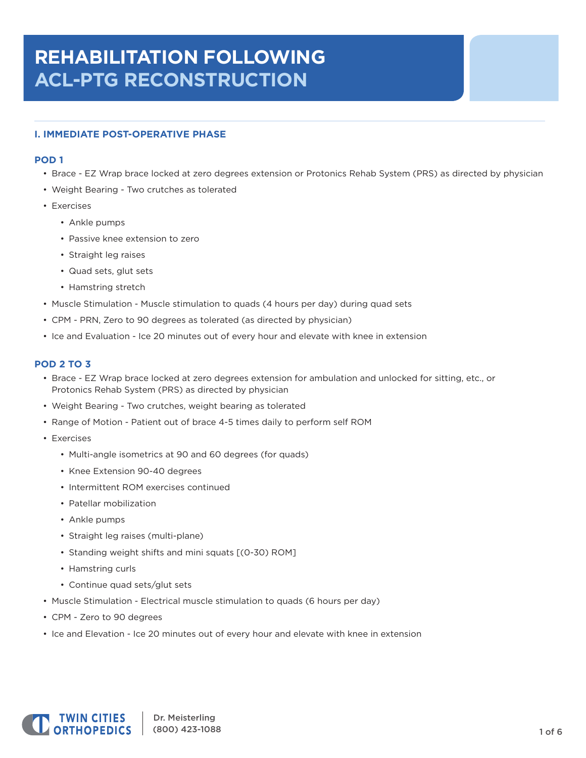# REHABILITATION FOLLOWING ACL-PTG RECONSTRUCTION

## I. IMMEDIATE POST-OPERATIVE PHASE

### POD 1

- Brace - EZ Wrap brace locked at zero degrees extension or Protonics Rehab System (PRS) as directed by physician
- Weight Bearing - Two crutches as tolerated
- Exercises
  - Ankle pumps
  - Passive knee extension to zero
  - Straight leg raises
  - Quad sets, glut sets
  - Hamstring stretch
- Muscle Stimulation - Muscle stimulation to quads (4 hours per day) during quad sets
- CPM - PRN, Zero to 90 degrees as tolerated (as directed by physician)
- Ice and Evaluation - Ice 20 minutes out of every hour and elevate with knee in extension

### POD 2 TO 3

- Brace - EZ Wrap brace locked at zero degrees extension for ambulation and unlocked for sitting, etc., or Protonics Rehab System (PRS) as directed by physician
- Weight Bearing - Two crutches, weight bearing as tolerated
- Range of Motion - Patient out of brace 4-5 times daily to perform self ROM
- Exercises
  - Multi-angle isometrics at 90 and 60 degrees (for quads)
  - Knee Extension 90-40 degrees
  - Intermittent ROM exercises continued
  - Patellar mobilization
  - Ankle pumps
  - Straight leg raises (multi-plane)
  - Standing weight shifts and mini squats [(0-30) ROM]
  - Hamstring curls
  - Continue quad sets/glut sets
- Muscle Stimulation - Electrical muscle stimulation to quads (6 hours per day)
- CPM - Zero to 90 degrees
- Ice and Elevation - Ice 20 minutes out of every hour and elevate with knee in extension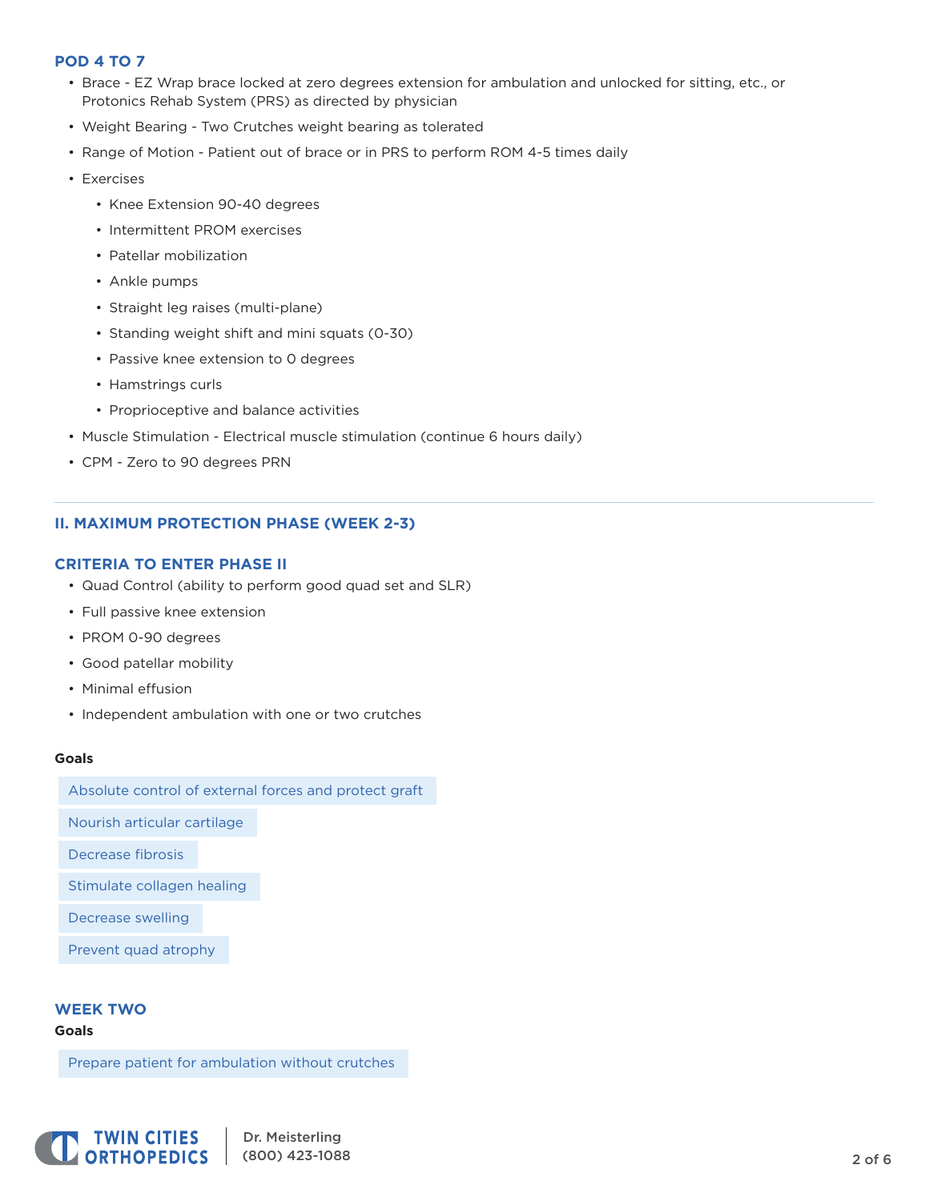### POD 4 TO 7

- Brace - EZ Wrap brace locked at zero degrees extension for ambulation and unlocked for sitting, etc., or Protonics Rehab System (PRS) as directed by physician
- Weight Bearing - Two Crutches weight bearing as tolerated
- Range of Motion - Patient out of brace or in PRS to perform ROM 4-5 times daily
- Exercises
  - Knee Extension 90-40 degrees
  - Intermittent PROM exercises
  - Patellar mobilization
  - Ankle pumps
  - Straight leg raises (multi-plane)
  - Standing weight shift and mini squats (0-30)
  - Passive knee extension to 0 degrees
  - Hamstrings curls
  - Proprioceptive and balance activities
- Muscle Stimulation - Electrical muscle stimulation (continue 6 hours daily)
- CPM - Zero to 90 degrees PRN

---

## II. MAXIMUM PROTECTION PHASE (WEEK 2-3)

### CRITERIA TO ENTER PHASE II

- Quad Control (ability to perform good quad set and SLR)
- Full passive knee extension
- PROM 0-90 degrees
- Good patellar mobility
- Minimal effusion
- Independent ambulation with one or two crutches

**Goals**

- Absolute control of external forces and protect graft
- Nourish articular cartilage
- Decrease fibrosis
- Stimulate collagen healing
- Decrease swelling
- Prevent quad atrophy

### WEEK TWO

**Goals**

- Prepare patient for ambulation without crutches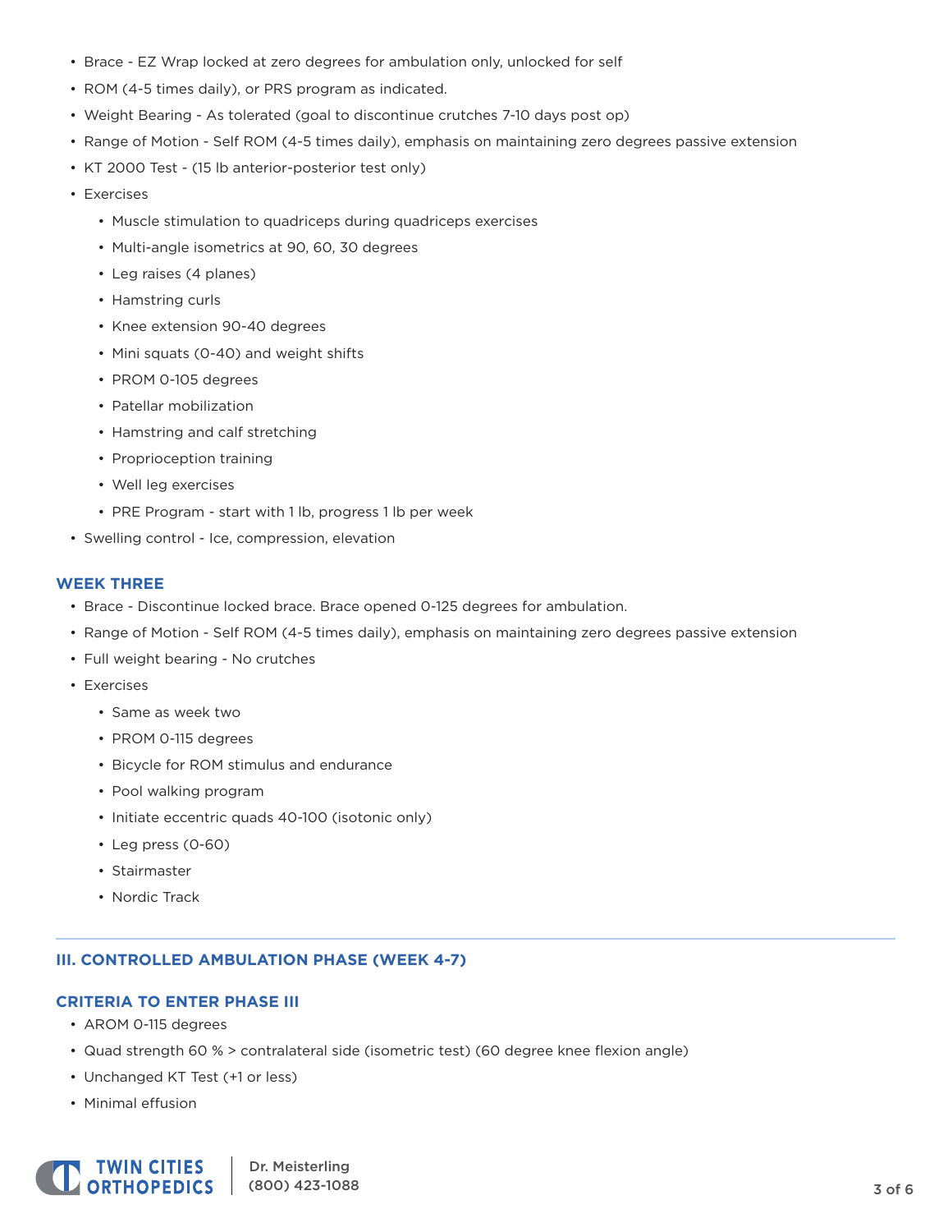- Brace - EZ Wrap locked at zero degrees for ambulation only, unlocked for self
- ROM (4-5 times daily), or PRS program as indicated.
- Weight Bearing - As tolerated (goal to discontinue crutches 7-10 days post op)
- Range of Motion - Self ROM (4-5 times daily), emphasis on maintaining zero degrees passive extension
- KT 2000 Test - (15 lb anterior-posterior test only)
- Exercises
  - Muscle stimulation to quadriceps during quadriceps exercises
  - Multi-angle isometrics at 90, 60, 30 degrees
  - Leg raises (4 planes)
  - Hamstring curls
  - Knee extension 90-40 degrees
  - Mini squats (0-40) and weight shifts
  - PROM 0-105 degrees
  - Patellar mobilization
  - Hamstring and calf stretching
  - Proprioception training
  - Well leg exercises
  - PRE Program - start with 1 lb, progress 1 lb per week
- Swelling control - Ice, compression, elevation

### WEEK THREE

- Brace - Discontinue locked brace. Brace opened 0-125 degrees for ambulation.
- Range of Motion - Self ROM (4-5 times daily), emphasis on maintaining zero degrees passive extension
- Full weight bearing - No crutches
- Exercises
  - Same as week two
  - PROM 0-115 degrees
  - Bicycle for ROM stimulus and endurance
  - Pool walking program
  - Initiate eccentric quads 40-100 (isotonic only)
  - Leg press (0-60)
  - Stairmaster
  - Nordic Track

---

## III. CONTROLLED AMBULATION PHASE (WEEK 4-7)

### CRITERIA TO ENTER PHASE III

- AROM 0-115 degrees
- Quad strength 60 % > contralateral side (isometric test) (60 degree knee flexion angle)
- Unchanged KT Test (+1 or less)
- Minimal effusion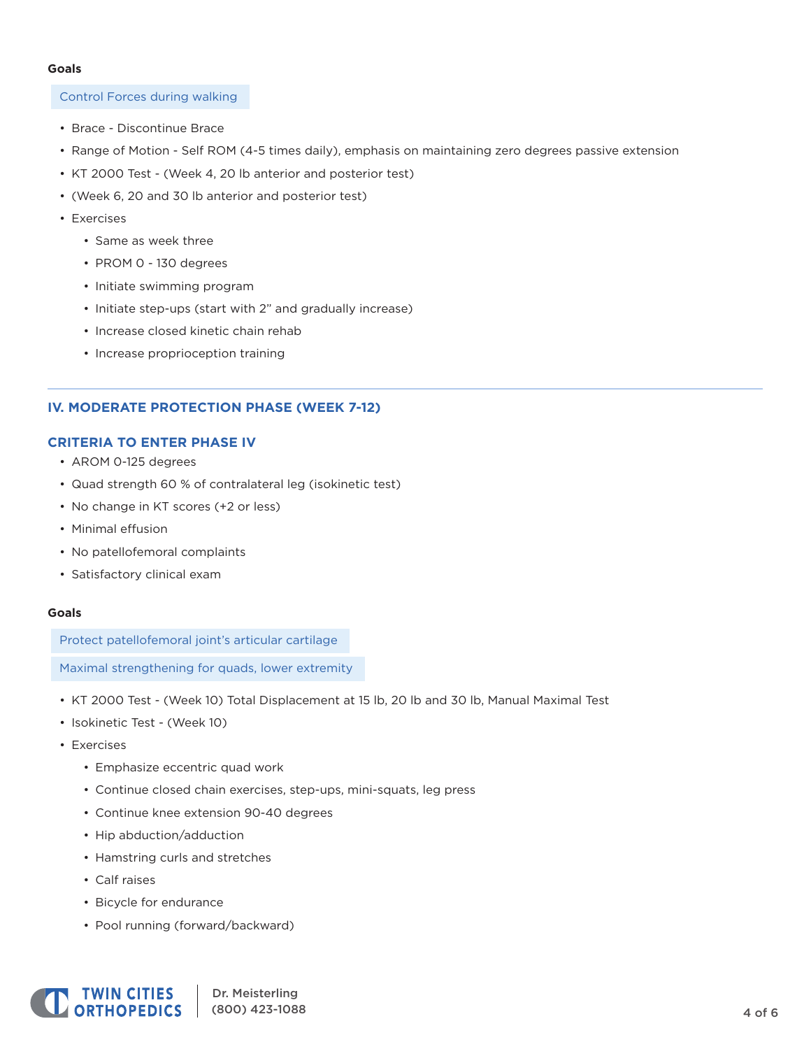**Goals**

Control Forces during walking

- Brace - Discontinue Brace
- Range of Motion - Self ROM (4-5 times daily), emphasis on maintaining zero degrees passive extension
- KT 2000 Test - (Week 4, 20 lb anterior and posterior test)
- (Week 6, 20 and 30 lb anterior and posterior test)
- Exercises
  - Same as week three
  - PROM 0 - 130 degrees
  - Initiate swimming program
  - Initiate step-ups (start with 2" and gradually increase)
  - Increase closed kinetic chain rehab
  - Increase proprioception training

---

## IV. MODERATE PROTECTION PHASE (WEEK 7-12)

### CRITERIA TO ENTER PHASE IV

- AROM 0-125 degrees
- Quad strength 60 % of contralateral leg (isokinetic test)
- No change in KT scores (+2 or less)
- Minimal effusion
- No patellofemoral complaints
- Satisfactory clinical exam

**Goals**

Protect patellofemoral joint's articular cartilage

Maximal strengthening for quads, lower extremity

- KT 2000 Test - (Week 10) Total Displacement at 15 lb, 20 lb and 30 lb, Manual Maximal Test
- Isokinetic Test - (Week 10)
- Exercises
  - Emphasize eccentric quad work
  - Continue closed chain exercises, step-ups, mini-squats, leg press
  - Continue knee extension 90-40 degrees
  - Hip abduction/adduction
  - Hamstring curls and stretches
  - Calf raises
  - Bicycle for endurance
  - Pool running (forward/backward)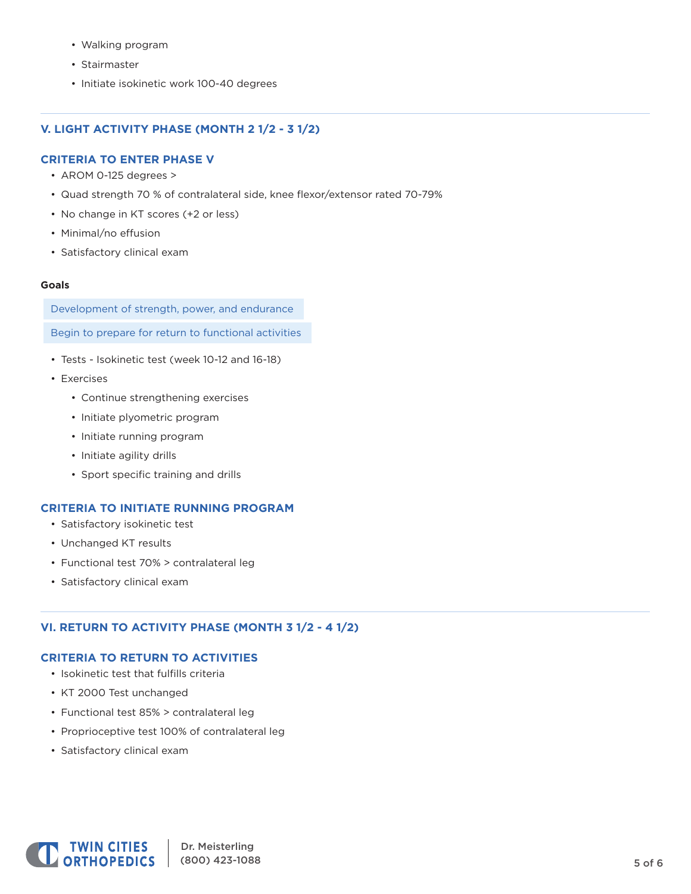- Walking program
  - Stairmaster
  - Initiate isokinetic work 100-40 degrees

---

## V. LIGHT ACTIVITY PHASE (MONTH 2 1/2 - 3 1/2)

### CRITERIA TO ENTER PHASE V

- AROM 0-125 degrees >
- Quad strength 70 % of contralateral side, knee flexor/extensor rated 70-79%
- No change in KT scores (+2 or less)
- Minimal/no effusion
- Satisfactory clinical exam

**Goals**

Development of strength, power, and endurance

Begin to prepare for return to functional activities

- Tests - Isokinetic test (week 10-12 and 16-18)
- Exercises
  - Continue strengthening exercises
  - Initiate plyometric program
  - Initiate running program
  - Initiate agility drills
  - Sport specific training and drills

### CRITERIA TO INITIATE RUNNING PROGRAM

- Satisfactory isokinetic test
- Unchanged KT results
- Functional test 70% > contralateral leg
- Satisfactory clinical exam

---

## VI. RETURN TO ACTIVITY PHASE (MONTH 3 1/2 - 4 1/2)

### CRITERIA TO RETURN TO ACTIVITIES

- Isokinetic test that fulfills criteria
- KT 2000 Test unchanged
- Functional test 85% > contralateral leg
- Proprioceptive test 100% of contralateral leg
- Satisfactory clinical exam

TWIN CITIES ORTHOPEDICS | Dr. Meisterling (800) 423-1088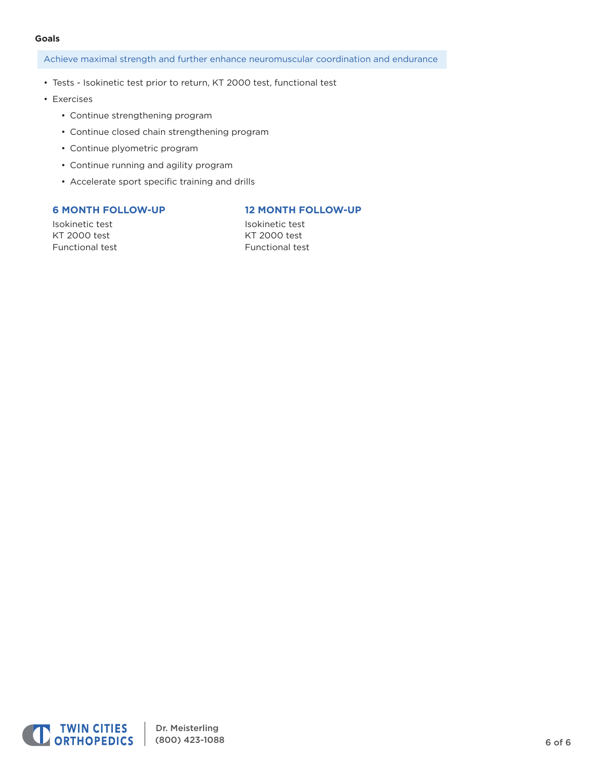**Goals**

Achieve maximal strength and further enhance neuromuscular coordination and endurance

- Tests - Isokinetic test prior to return, KT 2000 test, functional test
- Exercises
  - Continue strengthening program
  - Continue closed chain strengthening program
  - Continue plyometric program
  - Continue running and agility program
  - Accelerate sport specific training and drills

### 6 MONTH FOLLOW-UP

Isokinetic test
KT 2000 test
Functional test

### 12 MONTH FOLLOW-UP

Isokinetic test
KT 2000 test
Functional test